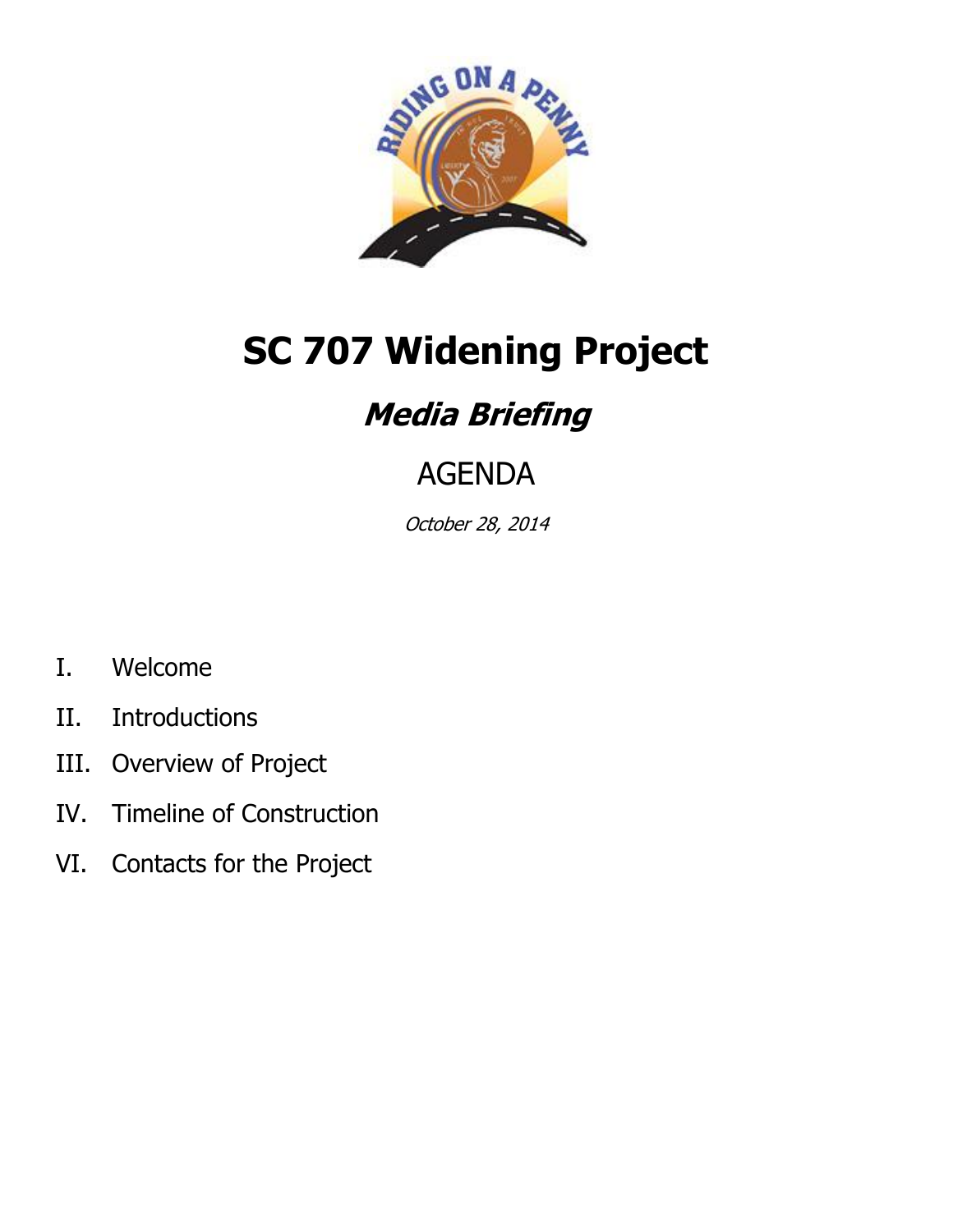# SC 707 Widening Project

## *Media Briefing*

### AGENDA

*October 28, 2014*

I. Welcome

II. Introductions

III. Overview of Project

IV. Timeline of Construction

VI. Contacts for the Project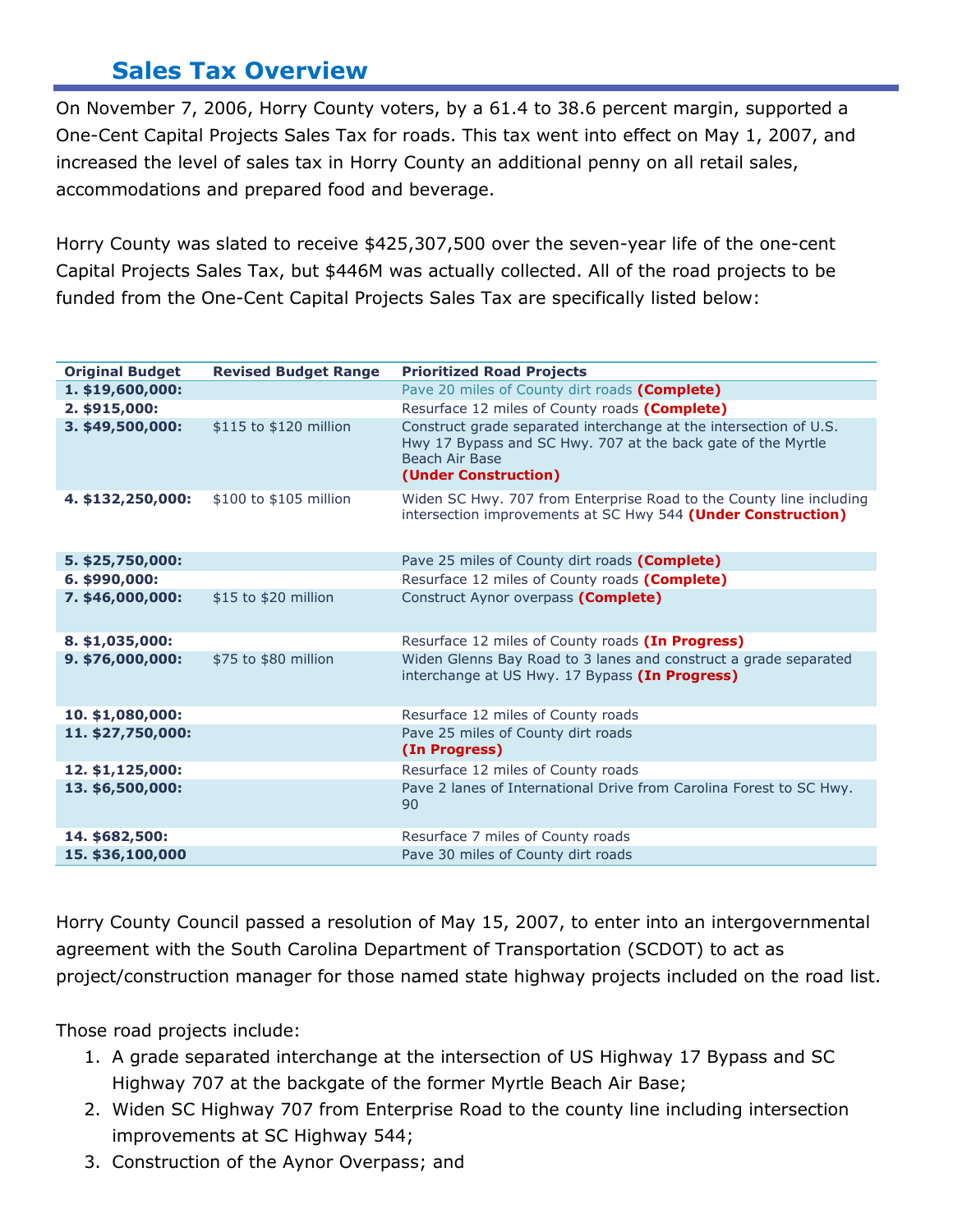## Sales Tax Overview

On November 7, 2006, Horry County voters, by a 61.4 to 38.6 percent margin, supported a One-Cent Capital Projects Sales Tax for roads. This tax went into effect on May 1, 2007, and increased the level of sales tax in Horry County an additional penny on all retail sales, accommodations and prepared food and beverage.

Horry County was slated to receive $425,307,500 over the seven-year life of the one-cent Capital Projects Sales Tax, but $446M was actually collected. All of the road projects to be funded from the One-Cent Capital Projects Sales Tax are specifically listed below:

| Original Budget | Revised Budget Range | Prioritized Road Projects |
|---|---|---|
| **1. $19,600,000:** | | Pave 20 miles of County dirt roads **(Complete)** |
| **2. $915,000:** | | Resurface 12 miles of County roads **(Complete)** |
| **3. $49,500,000:** | $115 to $120 million | Construct grade separated interchange at the intersection of U.S. Hwy 17 Bypass and SC Hwy. 707 at the back gate of the Myrtle Beach Air Base **(Under Construction)** |
| **4. $132,250,000:** | $100 to $105 million | Widen SC Hwy. 707 from Enterprise Road to the County line including intersection improvements at SC Hwy 544 **(Under Construction)** |
| **5. $25,750,000:** | | Pave 25 miles of County dirt roads **(Complete)** |
| **6. $990,000:** | | Resurface 12 miles of County roads **(Complete)** |
| **7. $46,000,000:** | $15 to $20 million | Construct Aynor overpass **(Complete)** |
| **8. $1,035,000:** | | Resurface 12 miles of County roads **(In Progress)** |
| **9. $76,000,000:** | $75 to $80 million | Widen Glenns Bay Road to 3 lanes and construct a grade separated interchange at US Hwy. 17 Bypass **(In Progress)** |
| **10. $1,080,000:** | | Resurface 12 miles of County roads |
| **11. $27,750,000:** | | Pave 25 miles of County dirt roads **(In Progress)** |
| **12. $1,125,000:** | | Resurface 12 miles of County roads |
| **13. $6,500,000:** | | Pave 2 lanes of International Drive from Carolina Forest to SC Hwy. 90 |
| **14. $682,500:** | | Resurface 7 miles of County roads |
| **15. $36,100,000** | | Pave 30 miles of County dirt roads |

Horry County Council passed a resolution of May 15, 2007, to enter into an intergovernmental agreement with the South Carolina Department of Transportation (SCDOT) to act as project/construction manager for those named state highway projects included on the road list.

Those road projects include:

1. A grade separated interchange at the intersection of US Highway 17 Bypass and SC Highway 707 at the backgate of the former Myrtle Beach Air Base;
2. Widen SC Highway 707 from Enterprise Road to the county line including intersection improvements at SC Highway 544;
3. Construction of the Aynor Overpass; and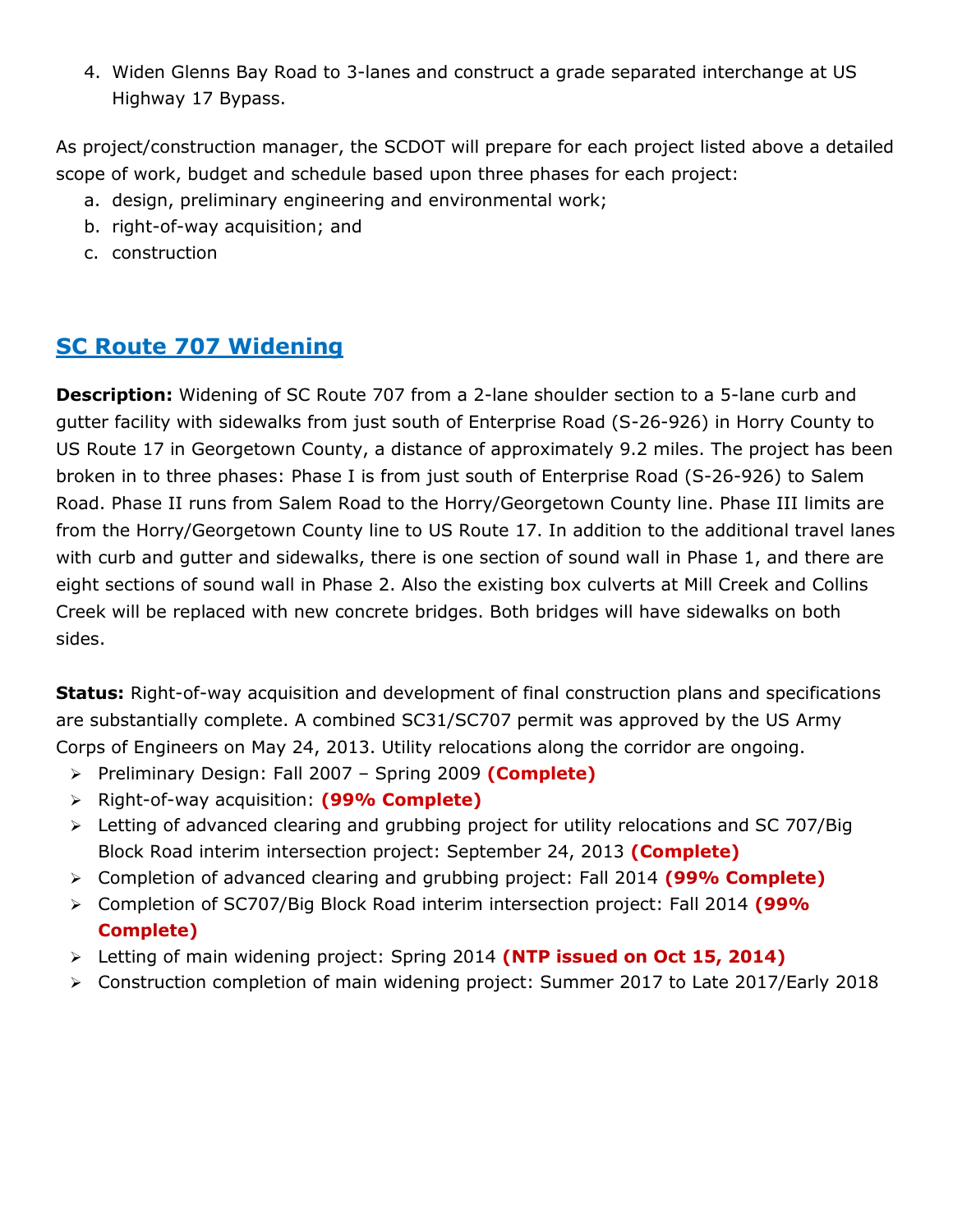4. Widen Glenns Bay Road to 3-lanes and construct a grade separated interchange at US Highway 17 Bypass.

As project/construction manager, the SCDOT will prepare for each project listed above a detailed scope of work, budget and schedule based upon three phases for each project:

a. design, preliminary engineering and environmental work;
b. right-of-way acquisition; and
c. construction

## SC Route 707 Widening

**Description:** Widening of SC Route 707 from a 2-lane shoulder section to a 5-lane curb and gutter facility with sidewalks from just south of Enterprise Road (S-26-926) in Horry County to US Route 17 in Georgetown County, a distance of approximately 9.2 miles. The project has been broken in to three phases: Phase I is from just south of Enterprise Road (S-26-926) to Salem Road. Phase II runs from Salem Road to the Horry/Georgetown County line. Phase III limits are from the Horry/Georgetown County line to US Route 17. In addition to the additional travel lanes with curb and gutter and sidewalks, there is one section of sound wall in Phase 1, and there are eight sections of sound wall in Phase 2. Also the existing box culverts at Mill Creek and Collins Creek will be replaced with new concrete bridges. Both bridges will have sidewalks on both sides.

**Status:** Right-of-way acquisition and development of final construction plans and specifications are substantially complete. A combined SC31/SC707 permit was approved by the US Army Corps of Engineers on May 24, 2013. Utility relocations along the corridor are ongoing.

- Preliminary Design: Fall 2007 – Spring 2009 **(Complete)**
- Right-of-way acquisition: **(99% Complete)**
- Letting of advanced clearing and grubbing project for utility relocations and SC 707/Big Block Road interim intersection project: September 24, 2013 **(Complete)**
- Completion of advanced clearing and grubbing project: Fall 2014 **(99% Complete)**
- Completion of SC707/Big Block Road interim intersection project: Fall 2014 **(99% Complete)**
- Letting of main widening project: Spring 2014 **(NTP issued on Oct 15, 2014)**
- Construction completion of main widening project: Summer 2017 to Late 2017/Early 2018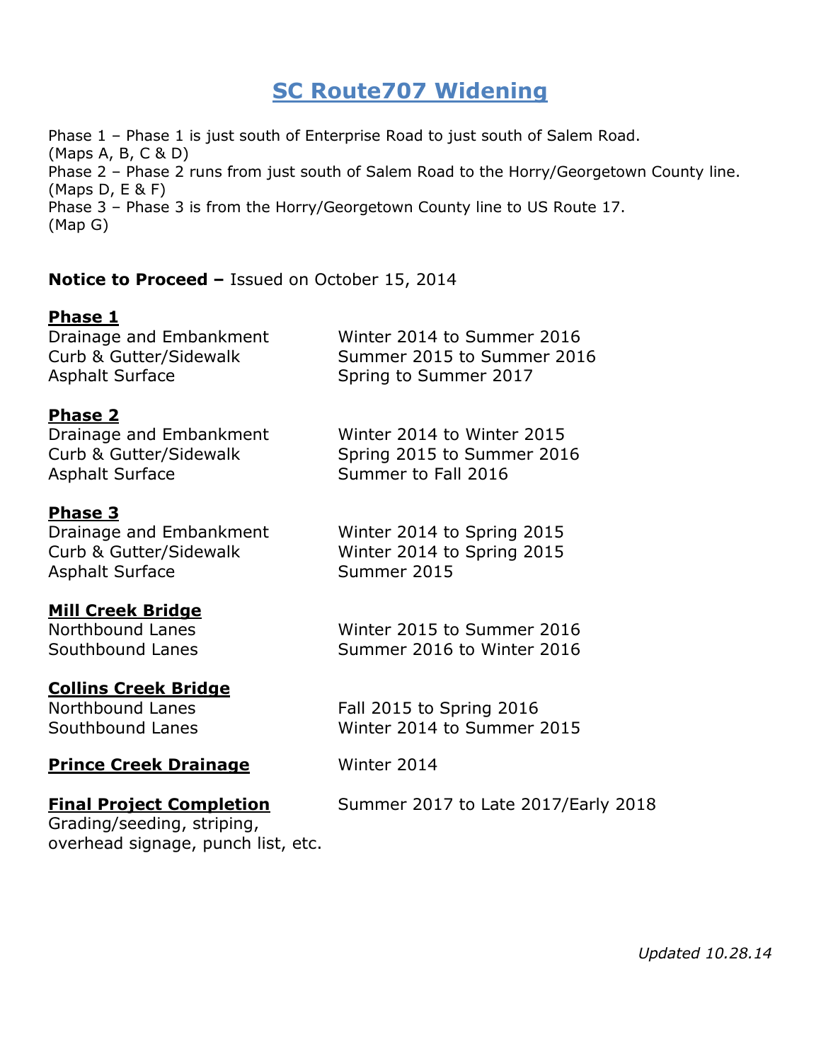# SC Route707 Widening

Phase 1 – Phase 1 is just south of Enterprise Road to just south of Salem Road.
(Maps A, B, C & D)
Phase 2 – Phase 2 runs from just south of Salem Road to the Horry/Georgetown County line.
(Maps D, E & F)
Phase 3 – Phase 3 is from the Horry/Georgetown County line to US Route 17.
(Map G)

**Notice to Proceed –** Issued on October 15, 2014

**Phase 1**

| | |
|---|---|
| Drainage and Embankment | Winter 2014 to Summer 2016 |
| Curb & Gutter/Sidewalk | Summer 2015 to Summer 2016 |
| Asphalt Surface | Spring to Summer 2017 |

**Phase 2**

| | |
|---|---|
| Drainage and Embankment | Winter 2014 to Winter 2015 |
| Curb & Gutter/Sidewalk | Spring 2015 to Summer 2016 |
| Asphalt Surface | Summer to Fall 2016 |

**Phase 3**

| | |
|---|---|
| Drainage and Embankment | Winter 2014 to Spring 2015 |
| Curb & Gutter/Sidewalk | Winter 2014 to Spring 2015 |
| Asphalt Surface | Summer 2015 |

**Mill Creek Bridge**

| | |
|---|---|
| Northbound Lanes | Winter 2015 to Summer 2016 |
| Southbound Lanes | Summer 2016 to Winter 2016 |

**Collins Creek Bridge**

| | |
|---|---|
| Northbound Lanes | Fall 2015 to Spring 2016 |
| Southbound Lanes | Winter 2014 to Summer 2015 |

**Prince Creek Drainage** Winter 2014

**Final Project Completion** Summer 2017 to Late 2017/Early 2018
Grading/seeding, striping, overhead signage, punch list, etc.

*Updated 10.28.14*